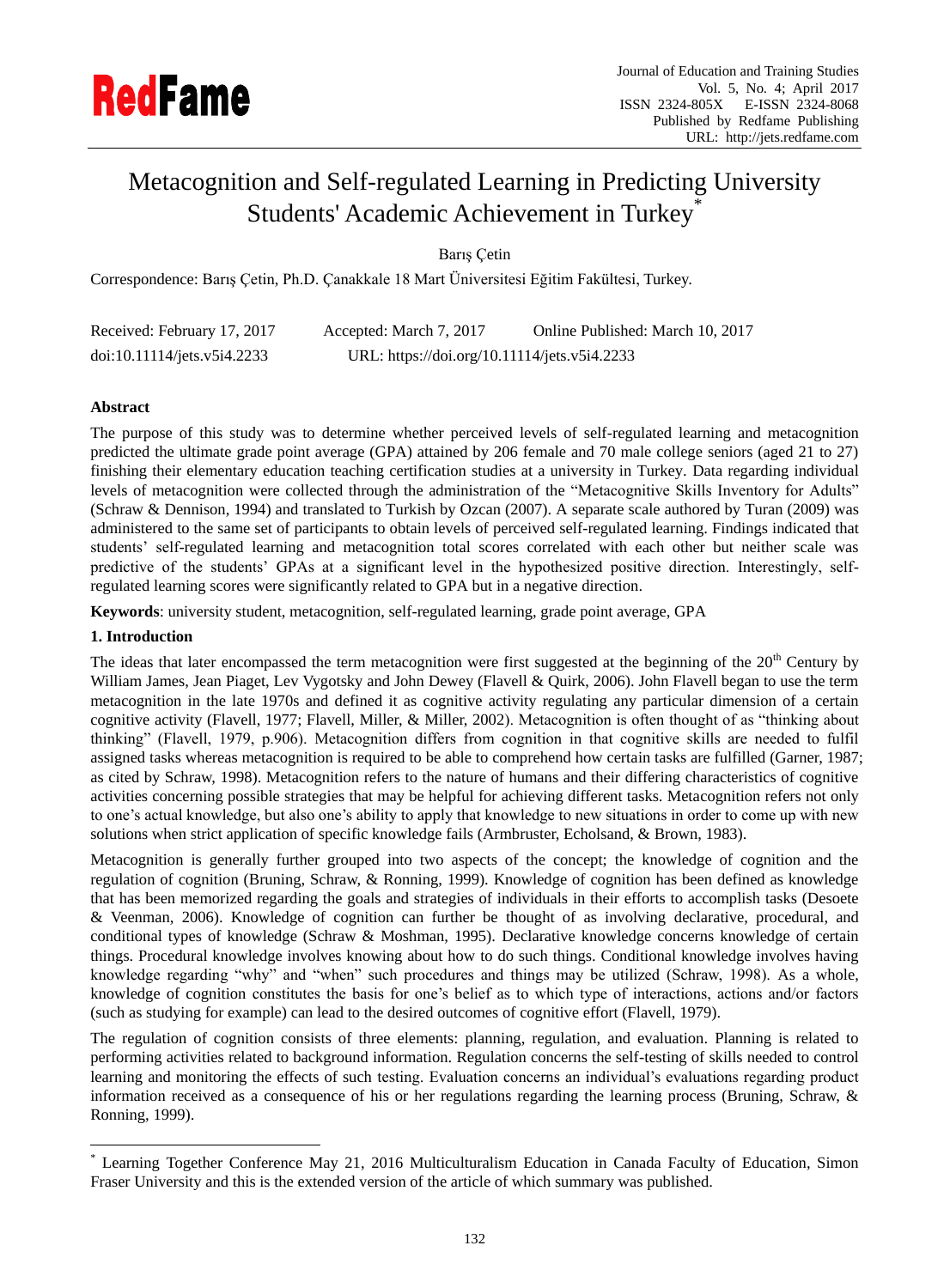# Metacognition and Self-regulated Learning in Predicting University Students' Academic Achievement in Turkey*

Barış Çetin

Correspondence: Barış Çetin, Ph.D. Çanakkale 18 Mart Üniversitesi Eğitim Fakültesi, Turkey.

Received: February 17, 2017    Accepted: March 7, 2017    Online Published: March 10, 2017

doi:10.11114/jets.v5i4.2233    URL: https://doi.org/10.11114/jets.v5i4.2233

## Abstract

The purpose of this study was to determine whether perceived levels of self-regulated learning and metacognition predicted the ultimate grade point average (GPA) attained by 206 female and 70 male college seniors (aged 21 to 27) finishing their elementary education teaching certification studies at a university in Turkey. Data regarding individual levels of metacognition were collected through the administration of the "Metacognitive Skills Inventory for Adults" (Schraw & Dennison, 1994) and translated to Turkish by Ozcan (2007). A separate scale authored by Turan (2009) was administered to the same set of participants to obtain levels of perceived self-regulated learning. Findings indicated that students' self-regulated learning and metacognition total scores correlated with each other but neither scale was predictive of the students' GPAs at a significant level in the hypothesized positive direction. Interestingly, self-regulated learning scores were significantly related to GPA but in a negative direction.

**Keywords**: university student, metacognition, self-regulated learning, grade point average, GPA

## 1. Introduction

The ideas that later encompassed the term metacognition were first suggested at the beginning of the 20th Century by William James, Jean Piaget, Lev Vygotsky and John Dewey (Flavell & Quirk, 2006). John Flavell began to use the term metacognition in the late 1970s and defined it as cognitive activity regulating any particular dimension of a certain cognitive activity (Flavell, 1977; Flavell, Miller, & Miller, 2002). Metacognition is often thought of as "thinking about thinking" (Flavell, 1979, p.906). Metacognition differs from cognition in that cognitive skills are needed to fulfil assigned tasks whereas metacognition is required to be able to comprehend how certain tasks are fulfilled (Garner, 1987; as cited by Schraw, 1998). Metacognition refers to the nature of humans and their differing characteristics of cognitive activities concerning possible strategies that may be helpful for achieving different tasks. Metacognition refers not only to one's actual knowledge, but also one's ability to apply that knowledge to new situations in order to come up with new solutions when strict application of specific knowledge fails (Armbruster, Echolsand, & Brown, 1983).

Metacognition is generally further grouped into two aspects of the concept; the knowledge of cognition and the regulation of cognition (Bruning, Schraw, & Ronning, 1999). Knowledge of cognition has been defined as knowledge that has been memorized regarding the goals and strategies of individuals in their efforts to accomplish tasks (Desoete & Veenman, 2006). Knowledge of cognition can further be thought of as involving declarative, procedural, and conditional types of knowledge (Schraw & Moshman, 1995). Declarative knowledge concerns knowledge of certain things. Procedural knowledge involves knowing about how to do such things. Conditional knowledge involves having knowledge regarding "why" and "when" such procedures and things may be utilized (Schraw, 1998). As a whole, knowledge of cognition constitutes the basis for one's belief as to which type of interactions, actions and/or factors (such as studying for example) can lead to the desired outcomes of cognitive effort (Flavell, 1979).

The regulation of cognition consists of three elements: planning, regulation, and evaluation. Planning is related to performing activities related to background information. Regulation concerns the self-testing of skills needed to control learning and monitoring the effects of such testing. Evaluation concerns an individual's evaluations regarding product information received as a consequence of his or her regulations regarding the learning process (Bruning, Schraw, & Ronning, 1999).

---

* Learning Together Conference May 21, 2016 Multiculturalism Education in Canada Faculty of Education, Simon Fraser University and this is the extended version of the article of which summary was published.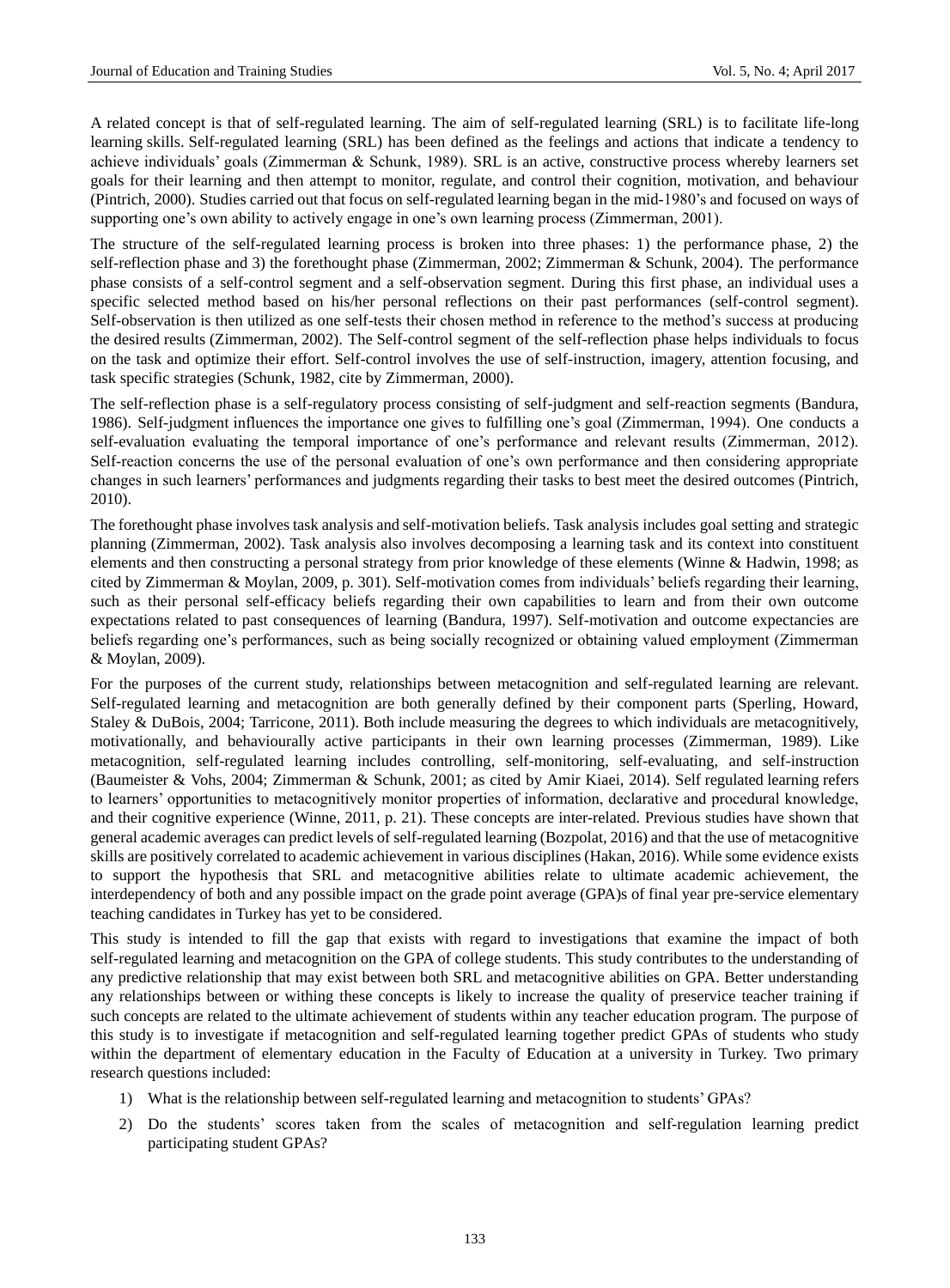A related concept is that of self-regulated learning. The aim of self-regulated learning (SRL) is to facilitate life-long learning skills. Self-regulated learning (SRL) has been defined as the feelings and actions that indicate a tendency to achieve individuals' goals (Zimmerman & Schunk, 1989). SRL is an active, constructive process whereby learners set goals for their learning and then attempt to monitor, regulate, and control their cognition, motivation, and behaviour (Pintrich, 2000). Studies carried out that focus on self-regulated learning began in the mid-1980's and focused on ways of supporting one's own ability to actively engage in one's own learning process (Zimmerman, 2001).

The structure of the self-regulated learning process is broken into three phases: 1) the performance phase, 2) the self-reflection phase and 3) the forethought phase (Zimmerman, 2002; Zimmerman & Schunk, 2004). The performance phase consists of a self-control segment and a self-observation segment. During this first phase, an individual uses a specific selected method based on his/her personal reflections on their past performances (self-control segment). Self-observation is then utilized as one self-tests their chosen method in reference to the method's success at producing the desired results (Zimmerman, 2002). The Self-control segment of the self-reflection phase helps individuals to focus on the task and optimize their effort. Self-control involves the use of self-instruction, imagery, attention focusing, and task specific strategies (Schunk, 1982, cite by Zimmerman, 2000).

The self-reflection phase is a self-regulatory process consisting of self-judgment and self-reaction segments (Bandura, 1986). Self-judgment influences the importance one gives to fulfilling one's goal (Zimmerman, 1994). One conducts a self-evaluation evaluating the temporal importance of one's performance and relevant results (Zimmerman, 2012). Self-reaction concerns the use of the personal evaluation of one's own performance and then considering appropriate changes in such learners' performances and judgments regarding their tasks to best meet the desired outcomes (Pintrich, 2010).

The forethought phase involves task analysis and self-motivation beliefs. Task analysis includes goal setting and strategic planning (Zimmerman, 2002). Task analysis also involves decomposing a learning task and its context into constituent elements and then constructing a personal strategy from prior knowledge of these elements (Winne & Hadwin, 1998; as cited by Zimmerman & Moylan, 2009, p. 301). Self-motivation comes from individuals' beliefs regarding their learning, such as their personal self-efficacy beliefs regarding their own capabilities to learn and from their own outcome expectations related to past consequences of learning (Bandura, 1997). Self-motivation and outcome expectancies are beliefs regarding one's performances, such as being socially recognized or obtaining valued employment (Zimmerman & Moylan, 2009).

For the purposes of the current study, relationships between metacognition and self-regulated learning are relevant. Self-regulated learning and metacognition are both generally defined by their component parts (Sperling, Howard, Staley & DuBois, 2004; Tarricone, 2011). Both include measuring the degrees to which individuals are metacognitively, motivationally, and behaviourally active participants in their own learning processes (Zimmerman, 1989). Like metacognition, self-regulated learning includes controlling, self-monitoring, self-evaluating, and self-instruction (Baumeister & Vohs, 2004; Zimmerman & Schunk, 2001; as cited by Amir Kiaei, 2014). Self regulated learning refers to learners' opportunities to metacognitively monitor properties of information, declarative and procedural knowledge, and their cognitive experience (Winne, 2011, p. 21). These concepts are inter-related. Previous studies have shown that general academic averages can predict levels of self-regulated learning (Bozpolat, 2016) and that the use of metacognitive skills are positively correlated to academic achievement in various disciplines (Hakan, 2016). While some evidence exists to support the hypothesis that SRL and metacognitive abilities relate to ultimate academic achievement, the interdependency of both and any possible impact on the grade point average (GPA)s of final year pre-service elementary teaching candidates in Turkey has yet to be considered.

This study is intended to fill the gap that exists with regard to investigations that examine the impact of both self-regulated learning and metacognition on the GPA of college students. This study contributes to the understanding of any predictive relationship that may exist between both SRL and metacognitive abilities on GPA. Better understanding any relationships between or withing these concepts is likely to increase the quality of preservice teacher training if such concepts are related to the ultimate achievement of students within any teacher education program. The purpose of this study is to investigate if metacognition and self-regulated learning together predict GPAs of students who study within the department of elementary education in the Faculty of Education at a university in Turkey. Two primary research questions included:

1) What is the relationship between self-regulated learning and metacognition to students' GPAs?
2) Do the students' scores taken from the scales of metacognition and self-regulation learning predict participating student GPAs?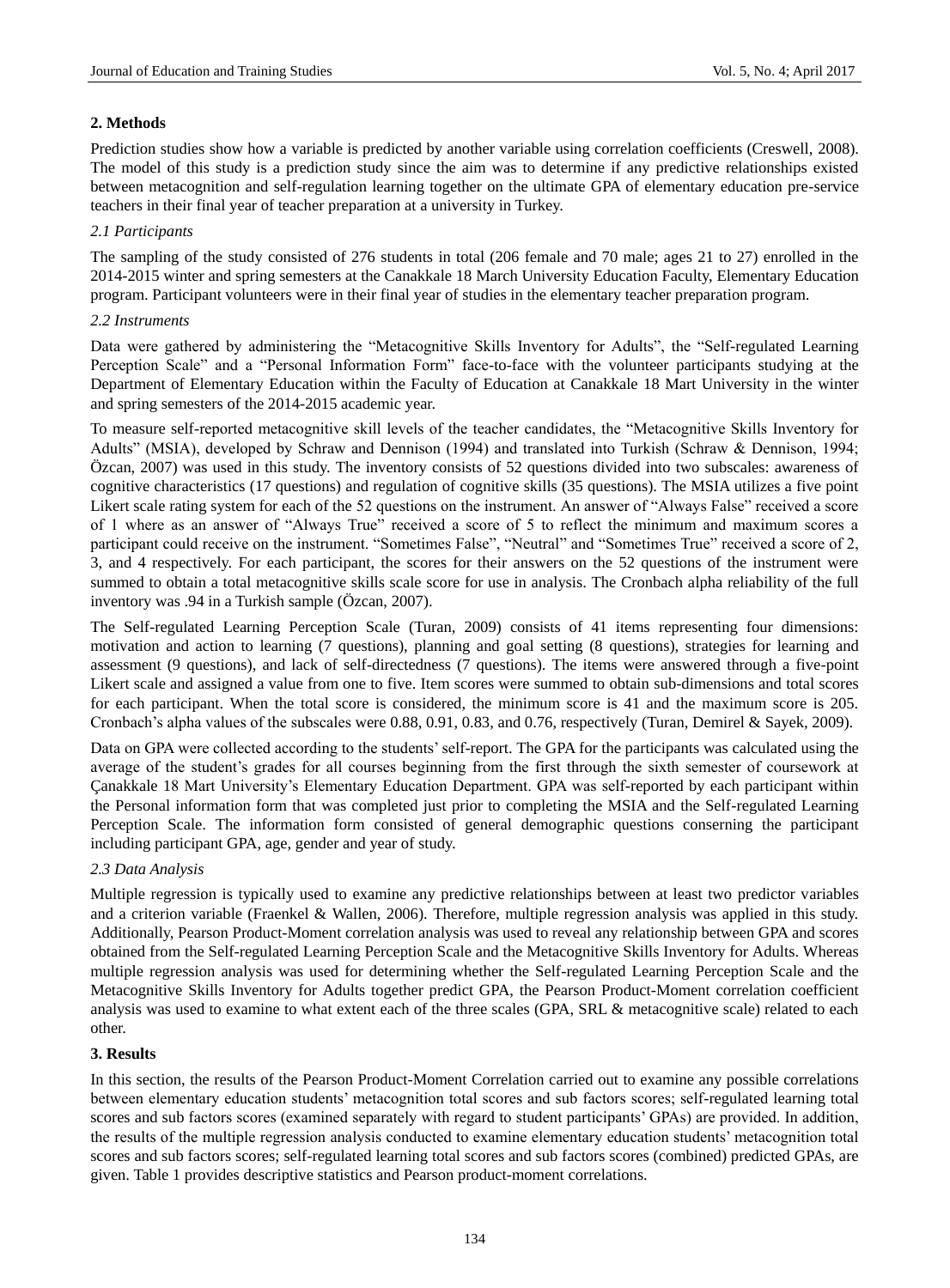## 2. Methods

Prediction studies show how a variable is predicted by another variable using correlation coefficients (Creswell, 2008). The model of this study is a prediction study since the aim was to determine if any predictive relationships existed between metacognition and self-regulation learning together on the ultimate GPA of elementary education pre-service teachers in their final year of teacher preparation at a university in Turkey.

### *2.1 Participants*

The sampling of the study consisted of 276 students in total (206 female and 70 male; ages 21 to 27) enrolled in the 2014-2015 winter and spring semesters at the Canakkale 18 March University Education Faculty, Elementary Education program. Participant volunteers were in their final year of studies in the elementary teacher preparation program.

### *2.2 Instruments*

Data were gathered by administering the "Metacognitive Skills Inventory for Adults", the "Self-regulated Learning Perception Scale" and a "Personal Information Form" face-to-face with the volunteer participants studying at the Department of Elementary Education within the Faculty of Education at Canakkale 18 Mart University in the winter and spring semesters of the 2014-2015 academic year.

To measure self-reported metacognitive skill levels of the teacher candidates, the "Metacognitive Skills Inventory for Adults" (MSIA), developed by Schraw and Dennison (1994) and translated into Turkish (Schraw & Dennison, 1994; Özcan, 2007) was used in this study. The inventory consists of 52 questions divided into two subscales: awareness of cognitive characteristics (17 questions) and regulation of cognitive skills (35 questions). The MSIA utilizes a five point Likert scale rating system for each of the 52 questions on the instrument. An answer of "Always False" received a score of 1 where as an answer of "Always True" received a score of 5 to reflect the minimum and maximum scores a participant could receive on the instrument. "Sometimes False", "Neutral" and "Sometimes True" received a score of 2, 3, and 4 respectively. For each participant, the scores for their answers on the 52 questions of the instrument were summed to obtain a total metacognitive skills scale score for use in analysis. The Cronbach alpha reliability of the full inventory was .94 in a Turkish sample (Özcan, 2007).

The Self-regulated Learning Perception Scale (Turan, 2009) consists of 41 items representing four dimensions: motivation and action to learning (7 questions), planning and goal setting (8 questions), strategies for learning and assessment (9 questions), and lack of self-directedness (7 questions). The items were answered through a five-point Likert scale and assigned a value from one to five. Item scores were summed to obtain sub-dimensions and total scores for each participant. When the total score is considered, the minimum score is 41 and the maximum score is 205. Cronbach's alpha values of the subscales were 0.88, 0.91, 0.83, and 0.76, respectively (Turan, Demirel & Sayek, 2009).

Data on GPA were collected according to the students' self-report. The GPA for the participants was calculated using the average of the student's grades for all courses beginning from the first through the sixth semester of coursework at Çanakkale 18 Mart University's Elementary Education Department. GPA was self-reported by each participant within the Personal information form that was completed just prior to completing the MSIA and the Self-regulated Learning Perception Scale. The information form consisted of general demographic questions conserning the participant including participant GPA, age, gender and year of study.

### *2.3 Data Analysis*

Multiple regression is typically used to examine any predictive relationships between at least two predictor variables and a criterion variable (Fraenkel & Wallen, 2006). Therefore, multiple regression analysis was applied in this study. Additionally, Pearson Product-Moment correlation analysis was used to reveal any relationship between GPA and scores obtained from the Self-regulated Learning Perception Scale and the Metacognitive Skills Inventory for Adults. Whereas multiple regression analysis was used for determining whether the Self-regulated Learning Perception Scale and the Metacognitive Skills Inventory for Adults together predict GPA, the Pearson Product-Moment correlation coefficient analysis was used to examine to what extent each of the three scales (GPA, SRL & metacognitive scale) related to each other.

## 3. Results

In this section, the results of the Pearson Product-Moment Correlation carried out to examine any possible correlations between elementary education students' metacognition total scores and sub factors scores; self-regulated learning total scores and sub factors scores (examined separately with regard to student participants' GPAs) are provided. In addition, the results of the multiple regression analysis conducted to examine elementary education students' metacognition total scores and sub factors scores; self-regulated learning total scores and sub factors scores (combined) predicted GPAs, are given. Table 1 provides descriptive statistics and Pearson product-moment correlations.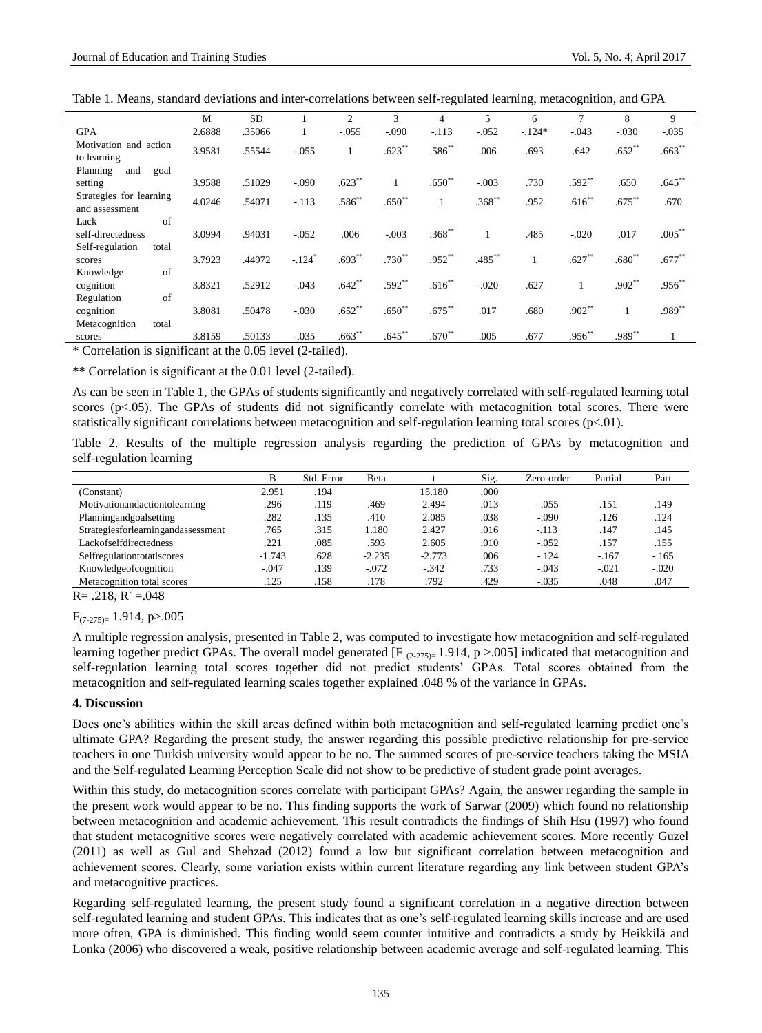Table 1. Means, standard deviations and inter-correlations between self-regulated learning, metacognition, and GPA

| | M | SD | 1 | 2 | 3 | 4 | 5 | 6 | 7 | 8 | 9 |
|---|---|---|---|---|---|---|---|---|---|---|---|
| GPA | 2.6888 | .35066 | 1 | -.055 | -.090 | -.113 | -.052 | -.124* | -.043 | -.030 | -.035 |
| Motivation and action to learning | 3.9581 | .55544 | -.055 | 1 | .623** | .586** | .006 | .693 | .642 | .652** | .663** |
| Planning and goal setting | 3.9588 | .51029 | -.090 | .623** | 1 | .650** | -.003 | .730 | .592** | .650 | .645** |
| Strategies for learning and assessment | 4.0246 | .54071 | -.113 | .586** | .650** | 1 | .368** | .952 | .616** | .675** | .670 |
| Lack of self-directedness | 3.0994 | .94031 | -.052 | .006 | -.003 | .368** | 1 | .485 | -.020 | .017 | .005** |
| Self-regulation total scores | 3.7923 | .44972 | -.124* | .693** | .730** | .952** | .485** | 1 | .627** | .680** | .677** |
| Knowledge of cognition | 3.8321 | .52912 | -.043 | .642** | .592** | .616** | -.020 | .627 | 1 | .902** | .956** |
| Regulation of cognition | 3.8081 | .50478 | -.030 | .652** | .650** | .675** | .017 | .680 | .902** | 1 | .989** |
| Metacognition total scores | 3.8159 | .50133 | -.035 | .663** | .645** | .670** | .005 | .677 | .956** | .989** | 1 |

\* Correlation is significant at the 0.05 level (2-tailed).

** Correlation is significant at the 0.01 level (2-tailed).

As can be seen in Table 1, the GPAs of students significantly and negatively correlated with self-regulated learning total scores ($p<.05$). The GPAs of students did not significantly correlate with metacognition total scores. There were statistically significant correlations between metacognition and self-regulation learning total scores ($p<.01$).

Table 2. Results of the multiple regression analysis regarding the prediction of GPAs by metacognition and self-regulation learning

| | B | Std. Error | Beta | t | Sig. | Zero-order | Partial | Part |
|---|---|---|---|---|---|---|---|---|
| (Constant) | 2.951 | .194 | | 15.180 | .000 | | | |
| Motivationandactiontolearning | .296 | .119 | .469 | 2.494 | .013 | -.055 | .151 | .149 |
| Planningandgoalsetting | .282 | .135 | .410 | 2.085 | .038 | -.090 | .126 | .124 |
| Strategiesforlearningandassessment | .765 | .315 | 1.180 | 2.427 | .016 | -.113 | .147 | .145 |
| Lackofselfdirectedness | .221 | .085 | .593 | 2.605 | .010 | -.052 | .157 | .155 |
| Selfregulationtotatlscores | -1.743 | .628 | -2.235 | -2.773 | .006 | -.124 | -.167 | -.165 |
| Knowledgeofcognition | -.047 | .139 | -.072 | -.342 | .733 | -.043 | -.021 | -.020 |
| Metacognition total scores | .125 | .158 | .178 | .792 | .429 | -.035 | .048 | .047 |

$R= .218$, $R^2=.048$

$F_{(7\text{-}275)=}$ 1.914, $p>.005$

A multiple regression analysis, presented in Table 2, was computed to investigate how metacognition and self-regulated learning together predict GPAs. The overall model generated [$F_{(2\text{-}275)=}$ 1.914, $p >.005$] indicated that metacognition and self-regulation learning total scores together did not predict students' GPAs. Total scores obtained from the metacognition and self-regulated learning scales together explained .048 % of the variance in GPAs.

## 4. Discussion

Does one's abilities within the skill areas defined within both metacognition and self-regulated learning predict one's ultimate GPA? Regarding the present study, the answer regarding this possible predictive relationship for pre-service teachers in one Turkish university would appear to be no. The summed scores of pre-service teachers taking the MSIA and the Self-regulated Learning Perception Scale did not show to be predictive of student grade point averages.

Within this study, do metacognition scores correlate with participant GPAs? Again, the answer regarding the sample in the present work would appear to be no. This finding supports the work of Sarwar (2009) which found no relationship between metacognition and academic achievement. This result contradicts the findings of Shih Hsu (1997) who found that student metacognitive scores were negatively correlated with academic achievement scores. More recently Guzel (2011) as well as Gul and Shehzad (2012) found a low but significant correlation between metacognition and achievement scores. Clearly, some variation exists within current literature regarding any link between student GPA's and metacognitive practices.

Regarding self-regulated learning, the present study found a significant correlation in a negative direction between self-regulated learning and student GPAs. This indicates that as one's self-regulated learning skills increase and are used more often, GPA is diminished. This finding would seem counter intuitive and contradicts a study by Heikkilä and Lonka (2006) who discovered a weak, positive relationship between academic average and self-regulated learning. This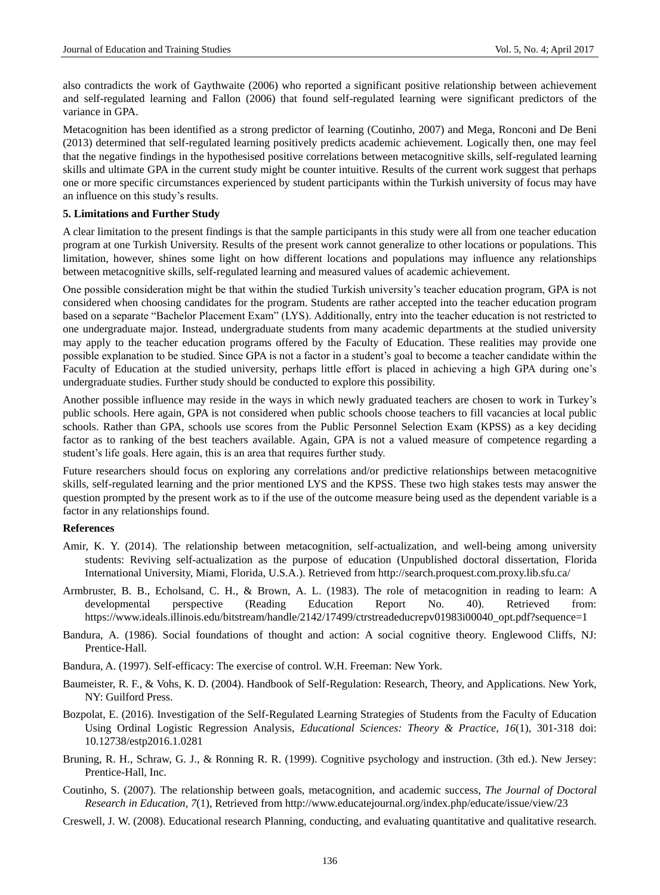also contradicts the work of Gaythwaite (2006) who reported a significant positive relationship between achievement and self-regulated learning and Fallon (2006) that found self-regulated learning were significant predictors of the variance in GPA.

Metacognition has been identified as a strong predictor of learning (Coutinho, 2007) and Mega, Ronconi and De Beni (2013) determined that self-regulated learning positively predicts academic achievement. Logically then, one may feel that the negative findings in the hypothesised positive correlations between metacognitive skills, self-regulated learning skills and ultimate GPA in the current study might be counter intuitive. Results of the current work suggest that perhaps one or more specific circumstances experienced by student participants within the Turkish university of focus may have an influence on this study's results.

## 5. Limitations and Further Study

A clear limitation to the present findings is that the sample participants in this study were all from one teacher education program at one Turkish University. Results of the present work cannot generalize to other locations or populations. This limitation, however, shines some light on how different locations and populations may influence any relationships between metacognitive skills, self-regulated learning and measured values of academic achievement.

One possible consideration might be that within the studied Turkish university's teacher education program, GPA is not considered when choosing candidates for the program. Students are rather accepted into the teacher education program based on a separate "Bachelor Placement Exam" (LYS). Additionally, entry into the teacher education is not restricted to one undergraduate major. Instead, undergraduate students from many academic departments at the studied university may apply to the teacher education programs offered by the Faculty of Education. These realities may provide one possible explanation to be studied. Since GPA is not a factor in a student's goal to become a teacher candidate within the Faculty of Education at the studied university, perhaps little effort is placed in achieving a high GPA during one's undergraduate studies. Further study should be conducted to explore this possibility.

Another possible influence may reside in the ways in which newly graduated teachers are chosen to work in Turkey's public schools. Here again, GPA is not considered when public schools choose teachers to fill vacancies at local public schools. Rather than GPA, schools use scores from the Public Personnel Selection Exam (KPSS) as a key deciding factor as to ranking of the best teachers available. Again, GPA is not a valued measure of competence regarding a student's life goals. Here again, this is an area that requires further study.

Future researchers should focus on exploring any correlations and/or predictive relationships between metacognitive skills, self-regulated learning and the prior mentioned LYS and the KPSS. These two high stakes tests may answer the question prompted by the present work as to if the use of the outcome measure being used as the dependent variable is a factor in any relationships found.

## References

Amir, K. Y. (2014). The relationship between metacognition, self-actualization, and well-being among university students: Reviving self-actualization as the purpose of education (Unpublished doctoral dissertation, Florida International University, Miami, Florida, U.S.A.). Retrieved from http://search.proquest.com.proxy.lib.sfu.ca/

Armbruster, B. B., Echolsand, C. H., & Brown, A. L. (1983). The role of metacognition in reading to learn: A developmental perspective (Reading Education Report No. 40). Retrieved from: https://www.ideals.illinois.edu/bitstream/handle/2142/17499/ctrstreadeducrepv01983i00040_opt.pdf?sequence=1

Bandura, A. (1986). Social foundations of thought and action: A social cognitive theory. Englewood Cliffs, NJ: Prentice-Hall.

Bandura, A. (1997). Self-efficacy: The exercise of control. W.H. Freeman: New York.

Baumeister, R. F., & Vohs, K. D. (2004). Handbook of Self-Regulation: Research, Theory, and Applications. New York, NY: Guilford Press.

Bozpolat, E. (2016). Investigation of the Self-Regulated Learning Strategies of Students from the Faculty of Education Using Ordinal Logistic Regression Analysis, *Educational Sciences: Theory & Practice, 16*(1), 301-318 doi: 10.12738/estp2016.1.0281

Bruning, R. H., Schraw, G. J., & Ronning R. R. (1999). Cognitive psychology and instruction. (3th ed.). New Jersey: Prentice-Hall, Inc.

Coutinho, S. (2007). The relationship between goals, metacognition, and academic success, *The Journal of Doctoral Research in Education, 7*(1), Retrieved from http://www.educatejournal.org/index.php/educate/issue/view/23

Creswell, J. W. (2008). Educational research Planning, conducting, and evaluating quantitative and qualitative research.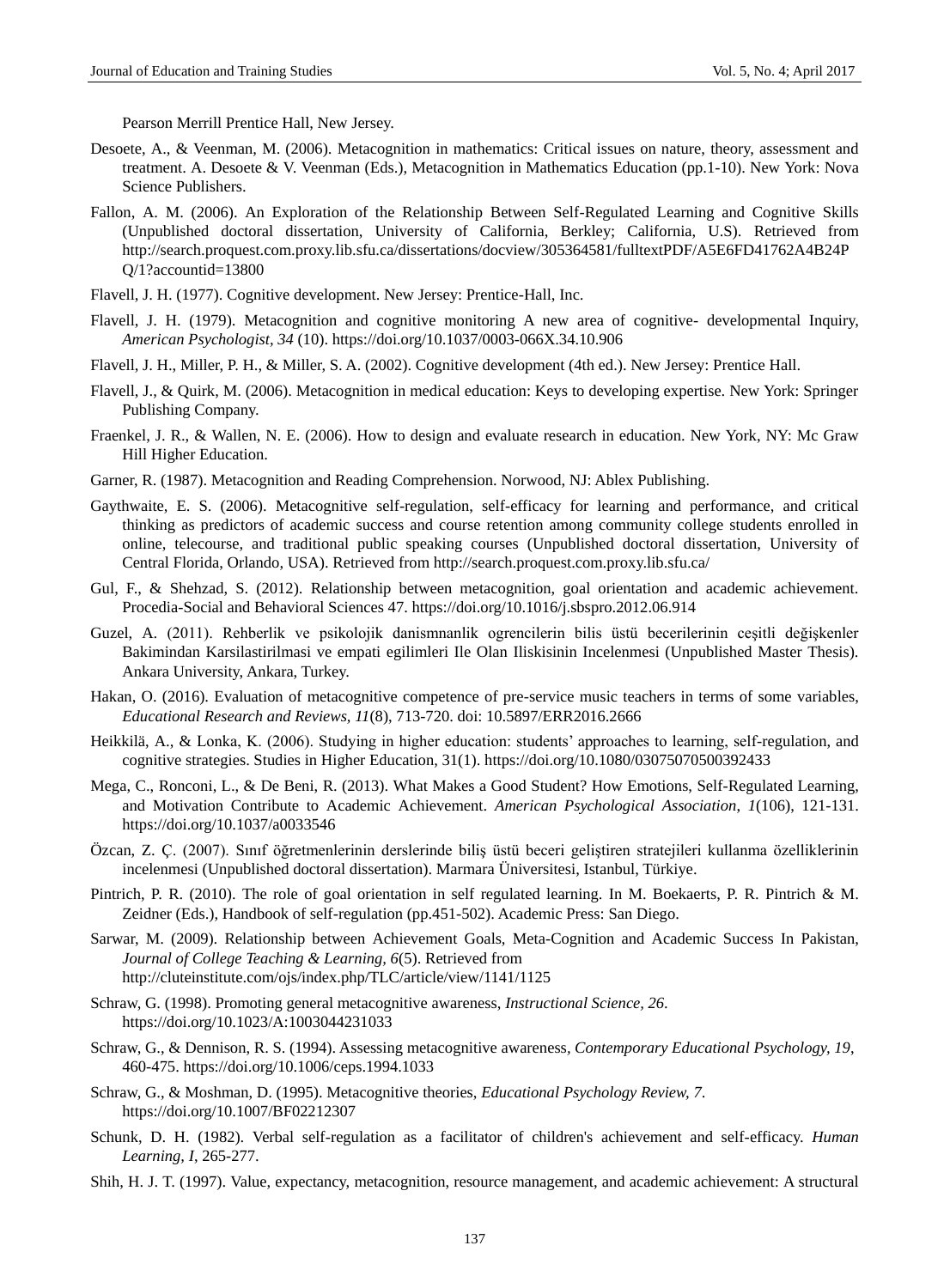Pearson Merrill Prentice Hall, New Jersey.

Desoete, A., & Veenman, M. (2006). Metacognition in mathematics: Critical issues on nature, theory, assessment and treatment. A. Desoete & V. Veenman (Eds.), Metacognition in Mathematics Education (pp.1-10). New York: Nova Science Publishers.

Fallon, A. M. (2006). An Exploration of the Relationship Between Self-Regulated Learning and Cognitive Skills (Unpublished doctoral dissertation, University of California, Berkley; California, U.S). Retrieved from http://search.proquest.com.proxy.lib.sfu.ca/dissertations/docview/305364581/fulltextPDF/A5E6FD41762A4B24PQ/1?accountid=13800

Flavell, J. H. (1977). Cognitive development. New Jersey: Prentice-Hall, Inc.

Flavell, J. H. (1979). Metacognition and cognitive monitoring A new area of cognitive- developmental Inquiry, *American Psychologist, 34* (10). https://doi.org/10.1037/0003-066X.34.10.906

Flavell, J. H., Miller, P. H., & Miller, S. A. (2002). Cognitive development (4th ed.). New Jersey: Prentice Hall.

Flavell, J., & Quirk, M. (2006). Metacognition in medical education: Keys to developing expertise. New York: Springer Publishing Company.

Fraenkel, J. R., & Wallen, N. E. (2006). How to design and evaluate research in education. New York, NY: Mc Graw Hill Higher Education.

Garner, R. (1987). Metacognition and Reading Comprehension. Norwood, NJ: Ablex Publishing.

Gaythwaite, E. S. (2006). Metacognitive self-regulation, self-efficacy for learning and performance, and critical thinking as predictors of academic success and course retention among community college students enrolled in online, telecourse, and traditional public speaking courses (Unpublished doctoral dissertation, University of Central Florida, Orlando, USA). Retrieved from http://search.proquest.com.proxy.lib.sfu.ca/

Gul, F., & Shehzad, S. (2012). Relationship between metacognition, goal orientation and academic achievement. Procedia-Social and Behavioral Sciences 47. https://doi.org/10.1016/j.sbspro.2012.06.914

Guzel, A. (2011). Rehberlik ve psikolojik danismnanlik ogrencilerin bilis üstü becerilerinin çeşitli değişkenler Bakimindan Karsilastirilmasi ve empati egilimleri Ile Olan Iliskisinin Incelenmesi (Unpublished Master Thesis). Ankara University, Ankara, Turkey.

Hakan, O. (2016). Evaluation of metacognitive competence of pre-service music teachers in terms of some variables, *Educational Research and Reviews, 11*(8), 713-720. doi: 10.5897/ERR2016.2666

Heikkilä, A., & Lonka, K. (2006). Studying in higher education: students' approaches to learning, self-regulation, and cognitive strategies. Studies in Higher Education, 31(1). https://doi.org/10.1080/03075070500392433

Mega, C., Ronconi, L., & De Beni, R. (2013). What Makes a Good Student? How Emotions, Self-Regulated Learning, and Motivation Contribute to Academic Achievement. *American Psychological Association, 1*(106), 121-131. https://doi.org/10.1037/a0033546

Özcan, Z. Ç. (2007). Sınıf öğretmenlerinin derslerinde biliş üstü beceri geliştiren stratejileri kullanma özelliklerinin incelenmesi (Unpublished doctoral dissertation). Marmara Üniversitesi, Istanbul, Türkiye.

Pintrich, P. R. (2010). The role of goal orientation in self regulated learning. In M. Boekaerts, P. R. Pintrich & M. Zeidner (Eds.), Handbook of self-regulation (pp.451-502). Academic Press: San Diego.

Sarwar, M. (2009). Relationship between Achievement Goals, Meta-Cognition and Academic Success In Pakistan, *Journal of College Teaching & Learning, 6*(5). Retrieved from http://cluteinstitute.com/ojs/index.php/TLC/article/view/1141/1125

Schraw, G. (1998). Promoting general metacognitive awareness, *Instructional Science, 26*. https://doi.org/10.1023/A:1003044231033

Schraw, G., & Dennison, R. S. (1994). Assessing metacognitive awareness, *Contemporary Educational Psychology, 19*, 460-475. https://doi.org/10.1006/ceps.1994.1033

Schraw, G., & Moshman, D. (1995). Metacognitive theories, *Educational Psychology Review, 7*. https://doi.org/10.1007/BF02212307

Schunk, D. H. (1982). Verbal self-regulation as a facilitator of children's achievement and self-efficacy. *Human Learning, I*, 265-277.

Shih, H. J. T. (1997). Value, expectancy, metacognition, resource management, and academic achievement: A structural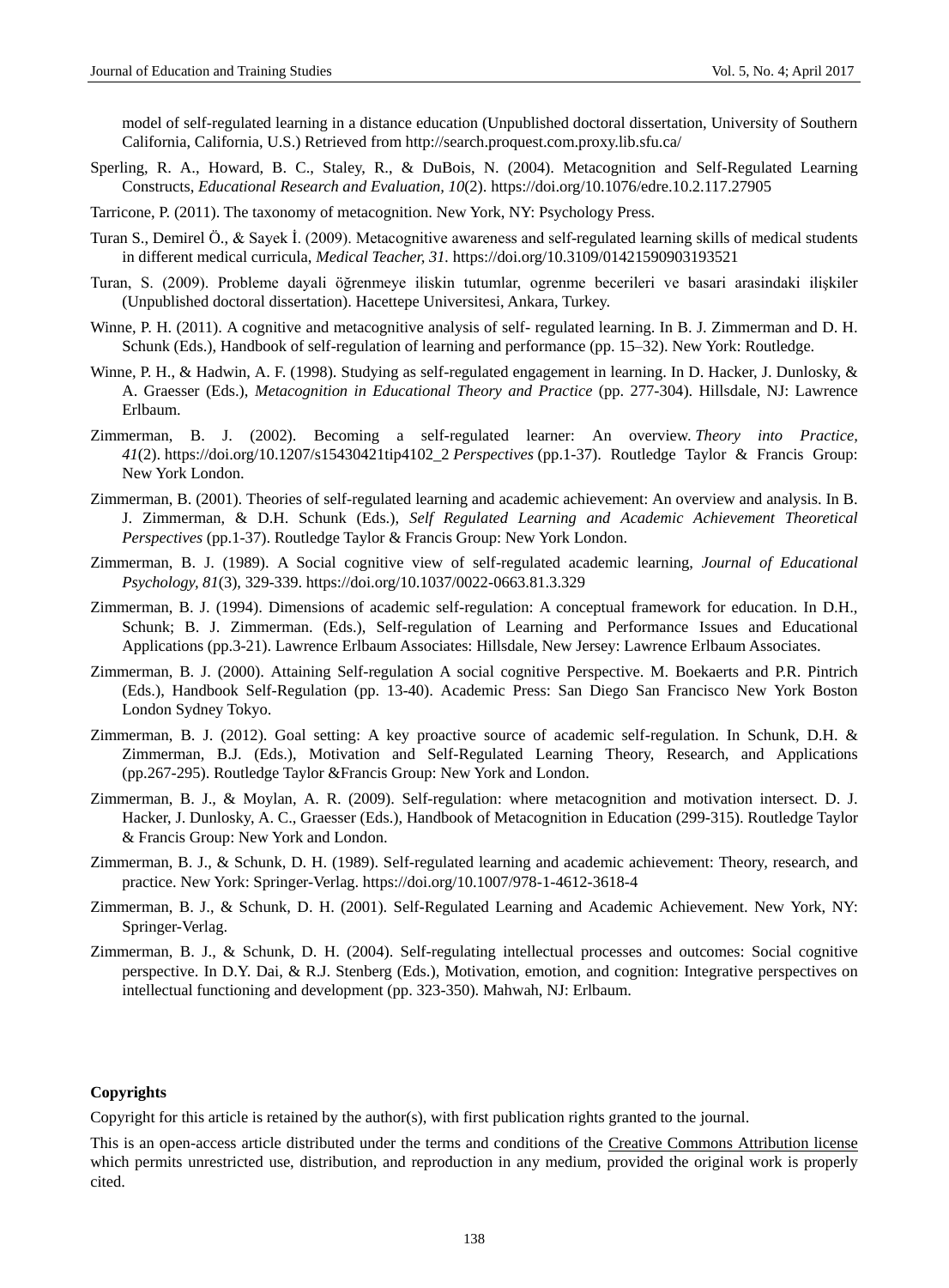model of self-regulated learning in a distance education (Unpublished doctoral dissertation, University of Southern California, California, U.S.) Retrieved from http://search.proquest.com.proxy.lib.sfu.ca/

Sperling, R. A., Howard, B. C., Staley, R., & DuBois, N. (2004). Metacognition and Self-Regulated Learning Constructs, *Educational Research and Evaluation, 10*(2). https://doi.org/10.1076/edre.10.2.117.27905

Tarricone, P. (2011). The taxonomy of metacognition. New York, NY: Psychology Press.

Turan S., Demirel Ö., & Sayek İ. (2009). Metacognitive awareness and self-regulated learning skills of medical students in different medical curricula, *Medical Teacher, 31.* https://doi.org/10.3109/01421590903193521

Turan, S. (2009). Probleme dayali öğrenmeye iliskin tutumlar, ogrenme becerileri ve basari arasindaki ilişkiler (Unpublished doctoral dissertation). Hacettepe Universitesi, Ankara, Turkey.

Winne, P. H. (2011). A cognitive and metacognitive analysis of self- regulated learning. In B. J. Zimmerman and D. H. Schunk (Eds.), Handbook of self-regulation of learning and performance (pp. 15–32). New York: Routledge.

Winne, P. H., & Hadwin, A. F. (1998). Studying as self-regulated engagement in learning. In D. Hacker, J. Dunlosky, & A. Graesser (Eds.), *Metacognition in Educational Theory and Practice* (pp. 277-304). Hillsdale, NJ: Lawrence Erlbaum.

Zimmerman, B. J. (2002). Becoming a self-regulated learner: An overview. *Theory into Practice, 41*(2). https://doi.org/10.1207/s15430421tip4102_2 *Perspectives* (pp.1-37). Routledge Taylor & Francis Group: New York London.

Zimmerman, B. (2001). Theories of self-regulated learning and academic achievement: An overview and analysis. In B. J. Zimmerman, & D.H. Schunk (Eds.), *Self Regulated Learning and Academic Achievement Theoretical Perspectives* (pp.1-37). Routledge Taylor & Francis Group: New York London.

Zimmerman, B. J. (1989). A Social cognitive view of self-regulated academic learning, *Journal of Educational Psychology, 81*(3), 329-339. https://doi.org/10.1037/0022-0663.81.3.329

Zimmerman, B. J. (1994). Dimensions of academic self-regulation: A conceptual framework for education. In D.H., Schunk; B. J. Zimmerman. (Eds.), Self-regulation of Learning and Performance Issues and Educational Applications (pp.3-21). Lawrence Erlbaum Associates: Hillsdale, New Jersey: Lawrence Erlbaum Associates.

Zimmerman, B. J. (2000). Attaining Self-regulation A social cognitive Perspective. M. Boekaerts and P.R. Pintrich (Eds.), Handbook Self-Regulation (pp. 13-40). Academic Press: San Diego San Francisco New York Boston London Sydney Tokyo.

Zimmerman, B. J. (2012). Goal setting: A key proactive source of academic self-regulation. In Schunk, D.H. & Zimmerman, B.J. (Eds.), Motivation and Self-Regulated Learning Theory, Research, and Applications (pp.267-295). Routledge Taylor &Francis Group: New York and London.

Zimmerman, B. J., & Moylan, A. R. (2009). Self-regulation: where metacognition and motivation intersect. D. J. Hacker, J. Dunlosky, A. C., Graesser (Eds.), Handbook of Metacognition in Education (299-315). Routledge Taylor & Francis Group: New York and London.

Zimmerman, B. J., & Schunk, D. H. (1989). Self-regulated learning and academic achievement: Theory, research, and practice. New York: Springer-Verlag. https://doi.org/10.1007/978-1-4612-3618-4

Zimmerman, B. J., & Schunk, D. H. (2001). Self-Regulated Learning and Academic Achievement. New York, NY: Springer-Verlag.

Zimmerman, B. J., & Schunk, D. H. (2004). Self-regulating intellectual processes and outcomes: Social cognitive perspective. In D.Y. Dai, & R.J. Stenberg (Eds.), Motivation, emotion, and cognition: Integrative perspectives on intellectual functioning and development (pp. 323-350). Mahwah, NJ: Erlbaum.

**Copyrights**

Copyright for this article is retained by the author(s), with first publication rights granted to the journal.

This is an open-access article distributed under the terms and conditions of the Creative Commons Attribution license which permits unrestricted use, distribution, and reproduction in any medium, provided the original work is properly cited.